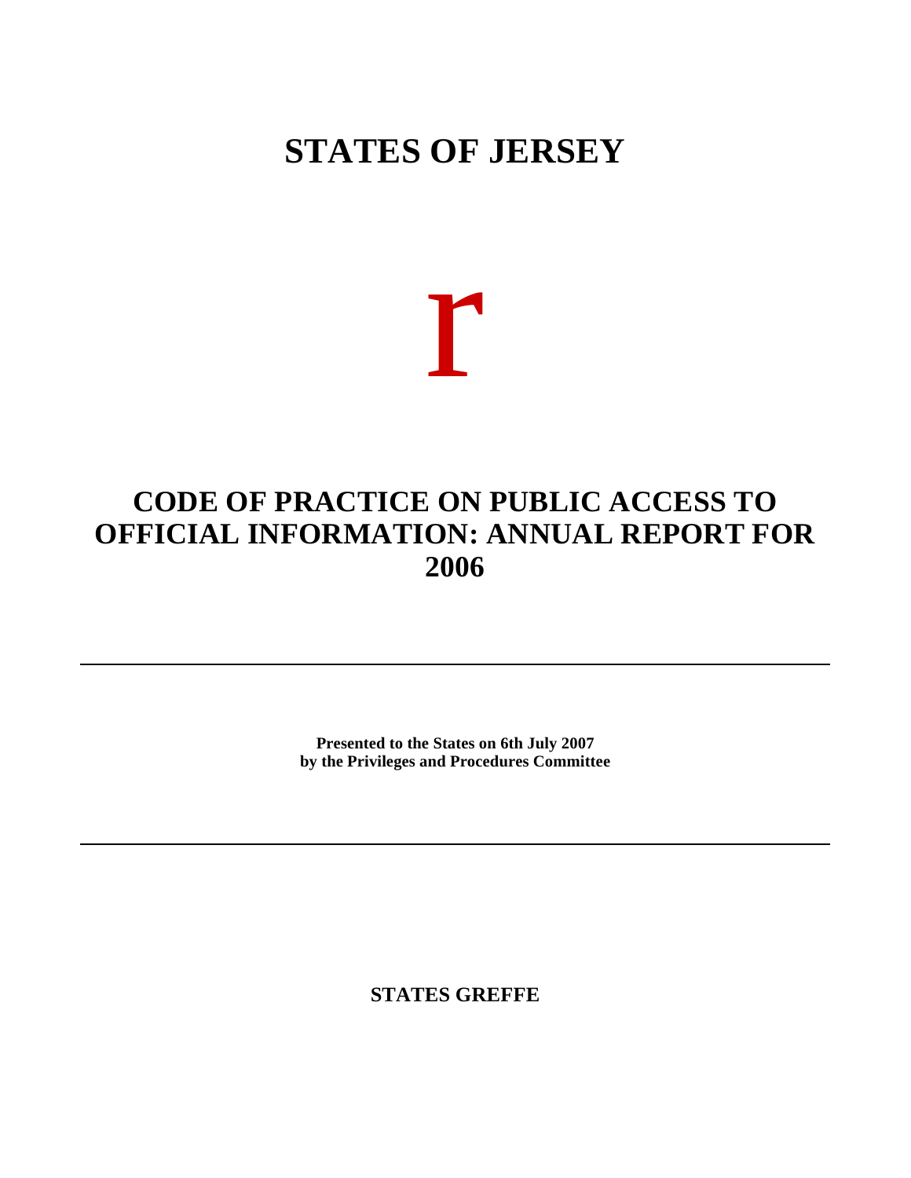# STATES OF JERSEY

r

# CODE OF PRACTICE ON PUBLIC ACCESS TO OFFICIAL INFORMATION: ANNUAL REPORT FOR 2006

---

**Presented to the States on 6th July 2007**
**by the Privileges and Procedures Committee**

---

**STATES GREFFE**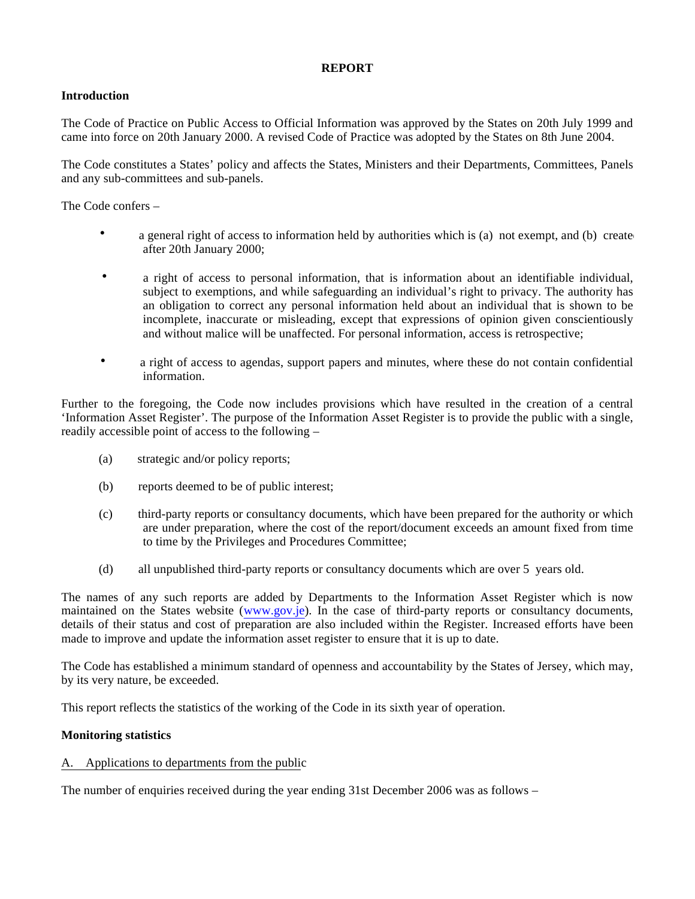**REPORT**

**Introduction**

The Code of Practice on Public Access to Official Information was approved by the States on 20th July 1999 and came into force on 20th January 2000. A revised Code of Practice was adopted by the States on 8th June 2004.

The Code constitutes a States' policy and affects the States, Ministers and their Departments, Committees, Panels and any sub-committees and sub-panels.

The Code confers –

- a general right of access to information held by authorities which is (a) not exempt, and (b) created after 20th January 2000;
- a right of access to personal information, that is information about an identifiable individual, subject to exemptions, and while safeguarding an individual's right to privacy. The authority has an obligation to correct any personal information held about an individual that is shown to be incomplete, inaccurate or misleading, except that expressions of opinion given conscientiously and without malice will be unaffected. For personal information, access is retrospective;
- a right of access to agendas, support papers and minutes, where these do not contain confidential information.

Further to the foregoing, the Code now includes provisions which have resulted in the creation of a central 'Information Asset Register'. The purpose of the Information Asset Register is to provide the public with a single, readily accessible point of access to the following –

(a) strategic and/or policy reports;

(b) reports deemed to be of public interest;

(c) third-party reports or consultancy documents, which have been prepared for the authority or which are under preparation, where the cost of the report/document exceeds an amount fixed from time to time by the Privileges and Procedures Committee;

(d) all unpublished third-party reports or consultancy documents which are over 5 years old.

The names of any such reports are added by Departments to the Information Asset Register which is now maintained on the States website (www.gov.je). In the case of third-party reports or consultancy documents, details of their status and cost of preparation are also included within the Register. Increased efforts have been made to improve and update the information asset register to ensure that it is up to date.

The Code has established a minimum standard of openness and accountability by the States of Jersey, which may, by its very nature, be exceeded.

This report reflects the statistics of the working of the Code in its sixth year of operation.

**Monitoring statistics**

A. Applications to departments from the public

The number of enquiries received during the year ending 31st December 2006 was as follows –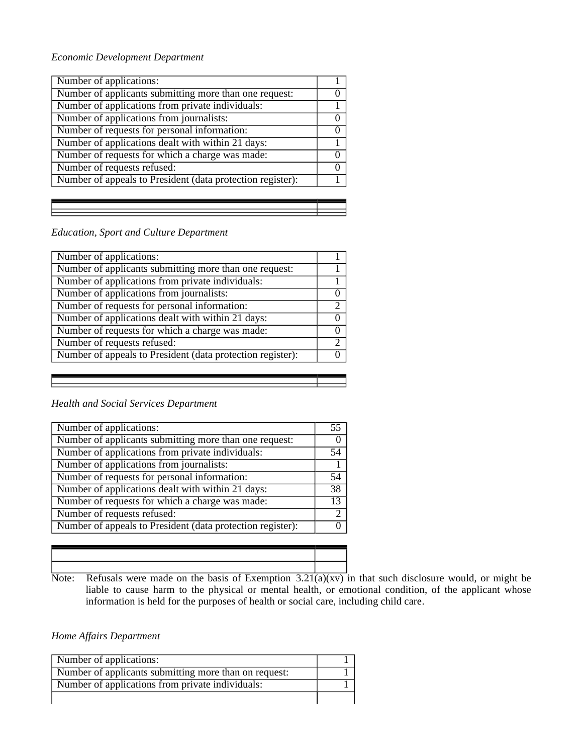*Economic Development Department*

| | |
|---|---|
| Number of applications: | 1 |
| Number of applicants submitting more than one request: | 0 |
| Number of applications from private individuals: | 1 |
| Number of applications from journalists: | 0 |
| Number of requests for personal information: | 0 |
| Number of applications dealt with within 21 days: | 1 |
| Number of requests for which a charge was made: | 0 |
| Number of requests refused: | 0 |
| Number of appeals to President (data protection register): | 1 |

*Education, Sport and Culture Department*

| | |
|---|---|
| Number of applications: | 1 |
| Number of applicants submitting more than one request: | 1 |
| Number of applications from private individuals: | 1 |
| Number of applications from journalists: | 0 |
| Number of requests for personal information: | 2 |
| Number of applications dealt with within 21 days: | 0 |
| Number of requests for which a charge was made: | 0 |
| Number of requests refused: | 2 |
| Number of appeals to President (data protection register): | 0 |

*Health and Social Services Department*

| | |
|---|---|
| Number of applications: | 55 |
| Number of applicants submitting more than one request: | 0 |
| Number of applications from private individuals: | 54 |
| Number of applications from journalists: | 1 |
| Number of requests for personal information: | 54 |
| Number of applications dealt with within 21 days: | 38 |
| Number of requests for which a charge was made: | 13 |
| Number of requests refused: | 2 |
| Number of appeals to President (data protection register): | 0 |

Note: Refusals were made on the basis of Exemption 3.21(a)(xv) in that such disclosure would, or might be liable to cause harm to the physical or mental health, or emotional condition, of the applicant whose information is held for the purposes of health or social care, including child care.

*Home Affairs Department*

| | |
|---|---|
| Number of applications: | 1 |
| Number of applicants submitting more than on request: | 1 |
| Number of applications from private individuals: | 1 |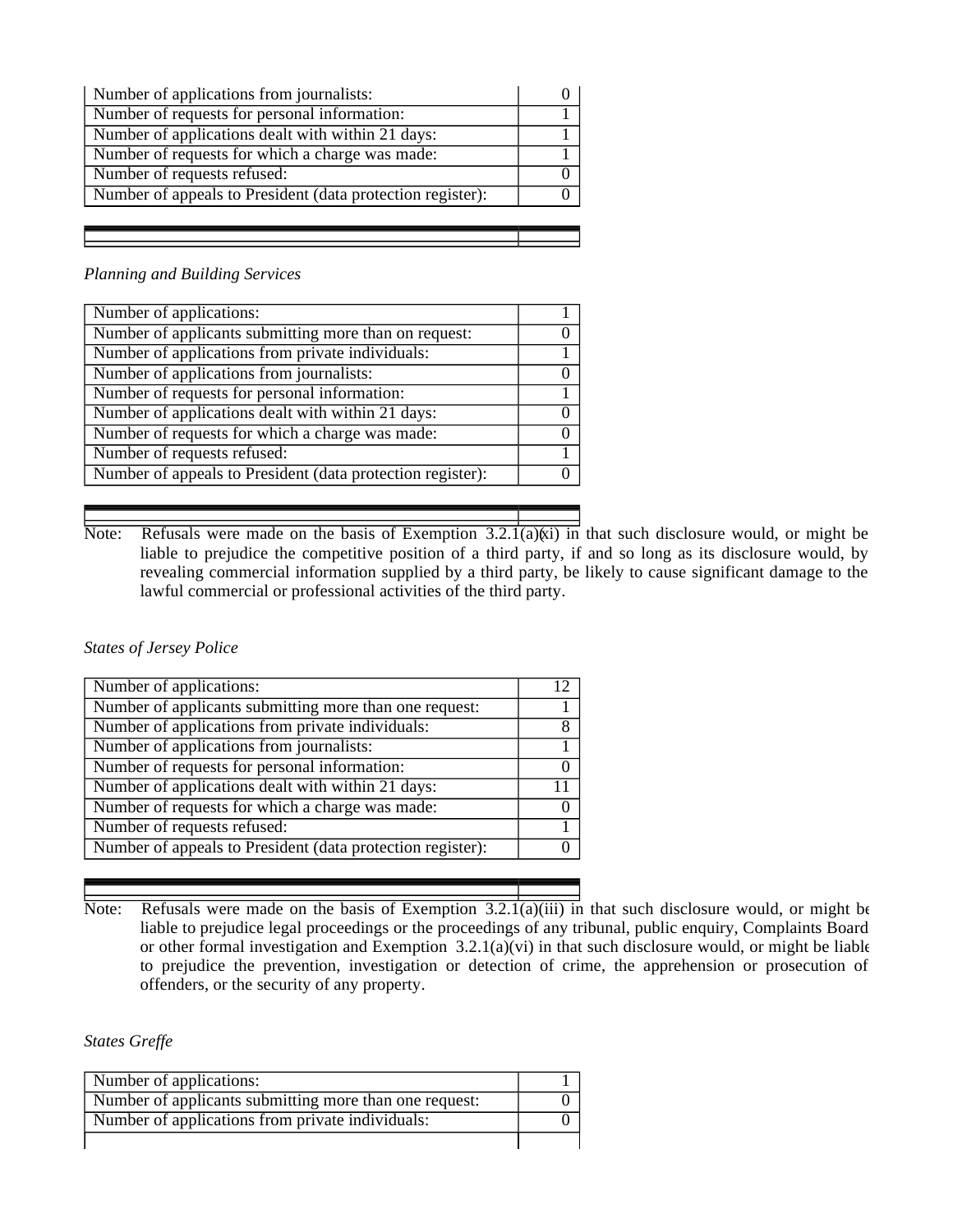| | |
|---|---|
| Number of applications from journalists: | 0 |
| Number of requests for personal information: | 1 |
| Number of applications dealt with within 21 days: | 1 |
| Number of requests for which a charge was made: | 1 |
| Number of requests refused: | 0 |
| Number of appeals to President (data protection register): | 0 |

*Planning and Building Services*

| | |
|---|---|
| Number of applications: | 1 |
| Number of applicants submitting more than on request: | 0 |
| Number of applications from private individuals: | 1 |
| Number of applications from journalists: | 0 |
| Number of requests for personal information: | 1 |
| Number of applications dealt with within 21 days: | 0 |
| Number of requests for which a charge was made: | 0 |
| Number of requests refused: | 1 |
| Number of appeals to President (data protection register): | 0 |

Note: Refusals were made on the basis of Exemption 3.2.1(a)(xi) in that such disclosure would, or might be liable to prejudice the competitive position of a third party, if and so long as its disclosure would, by revealing commercial information supplied by a third party, be likely to cause significant damage to the lawful commercial or professional activities of the third party.

*States of Jersey Police*

| | |
|---|---|
| Number of applications: | 12 |
| Number of applicants submitting more than one request: | 1 |
| Number of applications from private individuals: | 8 |
| Number of applications from journalists: | 1 |
| Number of requests for personal information: | 0 |
| Number of applications dealt with within 21 days: | 11 |
| Number of requests for which a charge was made: | 0 |
| Number of requests refused: | 1 |
| Number of appeals to President (data protection register): | 0 |

Note: Refusals were made on the basis of Exemption 3.2.1(a)(iii) in that such disclosure would, or might be liable to prejudice legal proceedings or the proceedings of any tribunal, public enquiry, Complaints Board or other formal investigation and Exemption 3.2.1(a)(vi) in that such disclosure would, or might be liable to prejudice the prevention, investigation or detection of crime, the apprehension or prosecution of offenders, or the security of any property.

*States Greffe*

| | |
|---|---|
| Number of applications: | 1 |
| Number of applicants submitting more than one request: | 0 |
| Number of applications from private individuals: | 0 |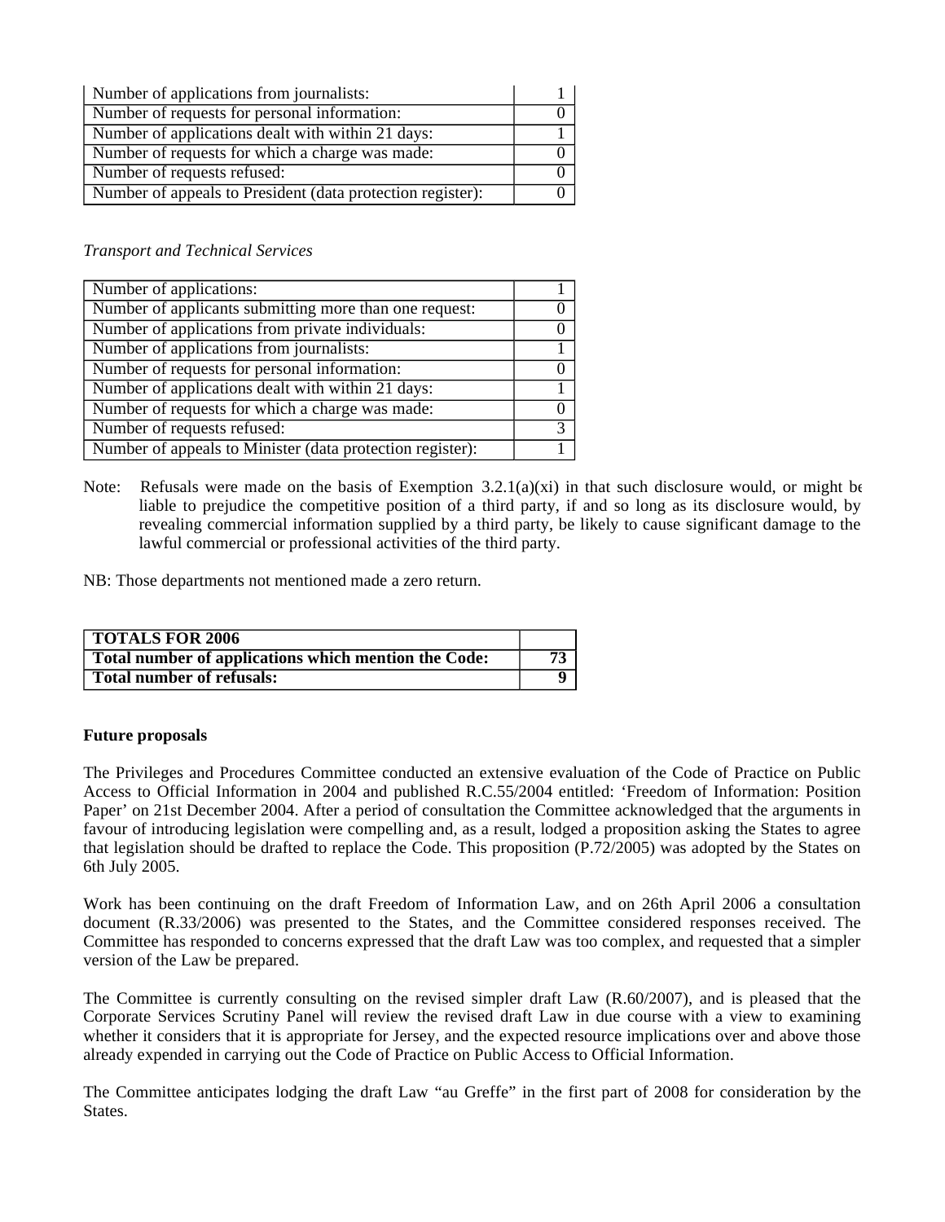| | |
|---|---|
| Number of applications from journalists: | 1 |
| Number of requests for personal information: | 0 |
| Number of applications dealt with within 21 days: | 1 |
| Number of requests for which a charge was made: | 0 |
| Number of requests refused: | 0 |
| Number of appeals to President (data protection register): | 0 |

*Transport and Technical Services*

| | |
|---|---|
| Number of applications: | 1 |
| Number of applicants submitting more than one request: | 0 |
| Number of applications from private individuals: | 0 |
| Number of applications from journalists: | 1 |
| Number of requests for personal information: | 0 |
| Number of applications dealt with within 21 days: | 1 |
| Number of requests for which a charge was made: | 0 |
| Number of requests refused: | 3 |
| Number of appeals to Minister (data protection register): | 1 |

Note: Refusals were made on the basis of Exemption 3.2.1(a)(xi) in that such disclosure would, or might be liable to prejudice the competitive position of a third party, if and so long as its disclosure would, by revealing commercial information supplied by a third party, be likely to cause significant damage to the lawful commercial or professional activities of the third party.

NB: Those departments not mentioned made a zero return.

| **TOTALS FOR 2006** | |
|---|---|
| **Total number of applications which mention the Code:** | **73** |
| **Total number of refusals:** | **9** |

**Future proposals**

The Privileges and Procedures Committee conducted an extensive evaluation of the Code of Practice on Public Access to Official Information in 2004 and published R.C.55/2004 entitled: 'Freedom of Information: Position Paper' on 21st December 2004. After a period of consultation the Committee acknowledged that the arguments in favour of introducing legislation were compelling and, as a result, lodged a proposition asking the States to agree that legislation should be drafted to replace the Code. This proposition (P.72/2005) was adopted by the States on 6th July 2005.

Work has been continuing on the draft Freedom of Information Law, and on 26th April 2006 a consultation document (R.33/2006) was presented to the States, and the Committee considered responses received. The Committee has responded to concerns expressed that the draft Law was too complex, and requested that a simpler version of the Law be prepared.

The Committee is currently consulting on the revised simpler draft Law (R.60/2007), and is pleased that the Corporate Services Scrutiny Panel will review the revised draft Law in due course with a view to examining whether it considers that it is appropriate for Jersey, and the expected resource implications over and above those already expended in carrying out the Code of Practice on Public Access to Official Information.

The Committee anticipates lodging the draft Law "au Greffe" in the first part of 2008 for consideration by the States.